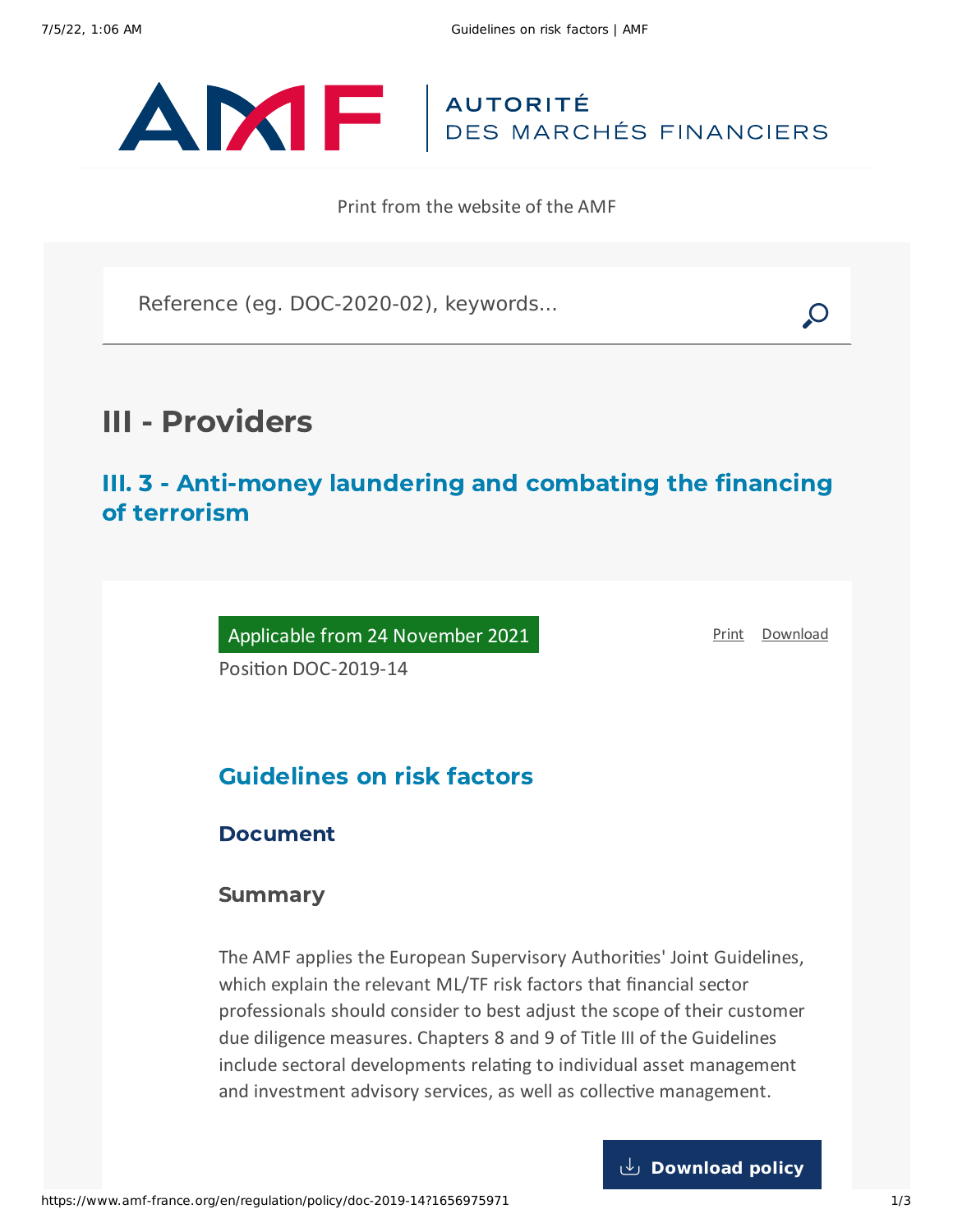AUTORITÉ DES MARCHÉS FINANCIERS

Print from the website of the AMF

Reference (eg. DOC-2020-02), keywords...

# III - Providers

## III. 3 - Anti-money laundering and combating the financing of terrorism

Applicable from 24 November 2021

Position DOC-2019-14

Print Download

## Guidelines on risk factors

### Document

### Summary

The AMF applies the European Supervisory Authorities' Joint Guidelines, which explain the relevant ML/TF risk factors that financial sector professionals should consider to best adjust the scope of their customer due diligence measures. Chapters 8 and 9 of Title III of the Guidelines include sectoral developments relating to individual asset management and investment advisory services, as well as collective management.

Download policy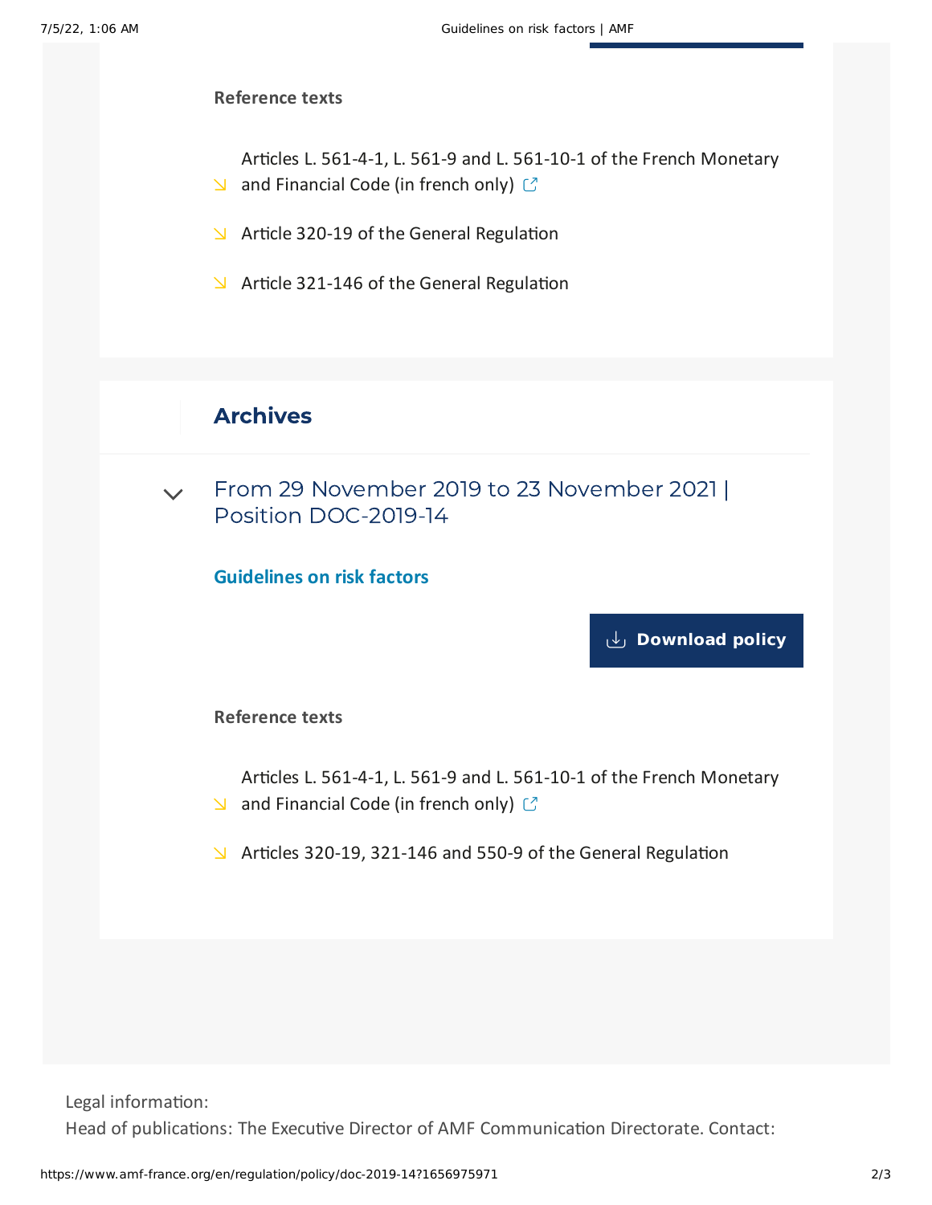**Reference texts**

- Articles L. 561-4-1, L. 561-9 and L. 561-10-1 of the French Monetary and Financial Code (in french only)
- Article 320-19 of the General Regulation
- Article 321-146 of the General Regulation

## Archives

### From 29 November 2019 to 23 November 2021 | Position DOC-2019-14

**Guidelines on risk factors**

**Download policy**

**Reference texts**

- Articles L. 561-4-1, L. 561-9 and L. 561-10-1 of the French Monetary and Financial Code (in french only)
- Articles 320-19, 321-146 and 550-9 of the General Regulation

Legal information:
Head of publications: The Executive Director of AMF Communication Directorate. Contact: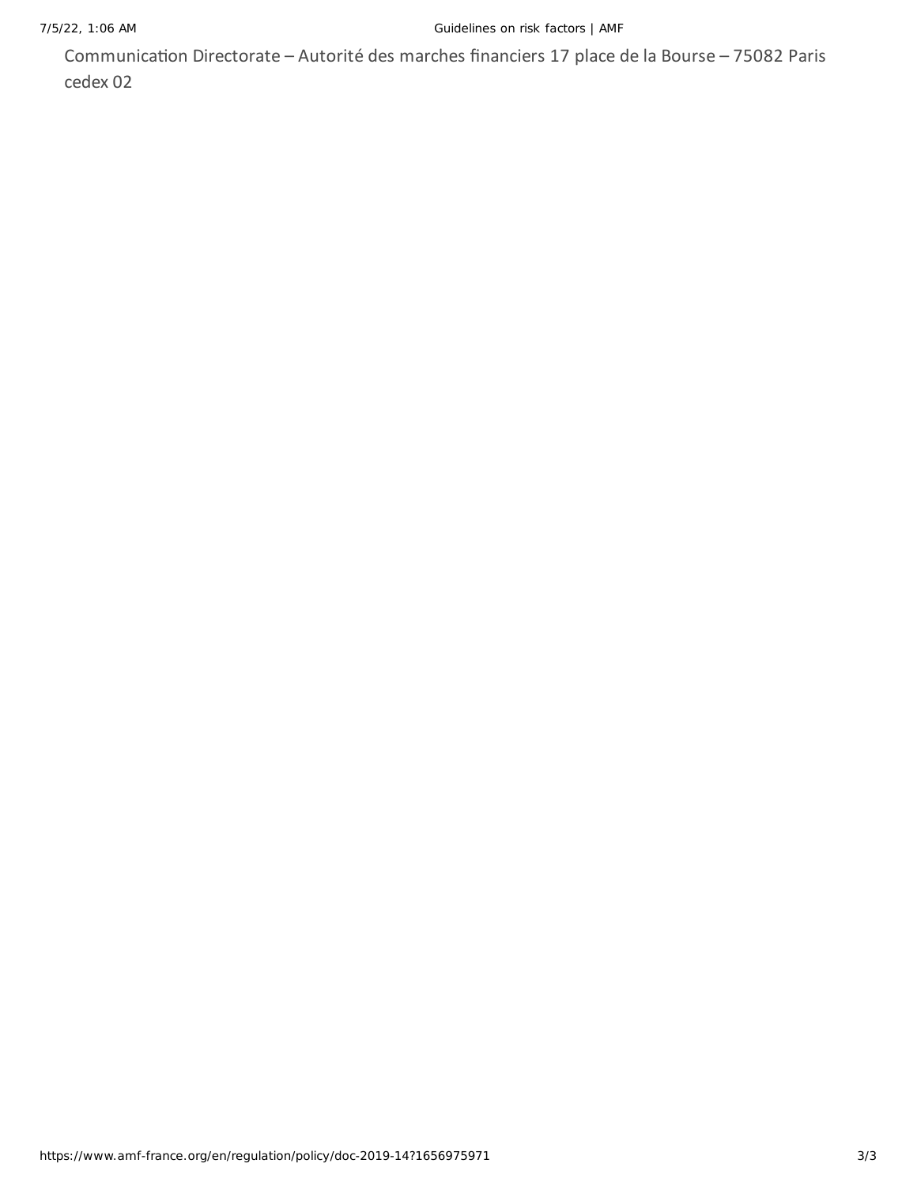Communication Directorate – Autorité des marches financiers 17 place de la Bourse – 75082 Paris cedex 02